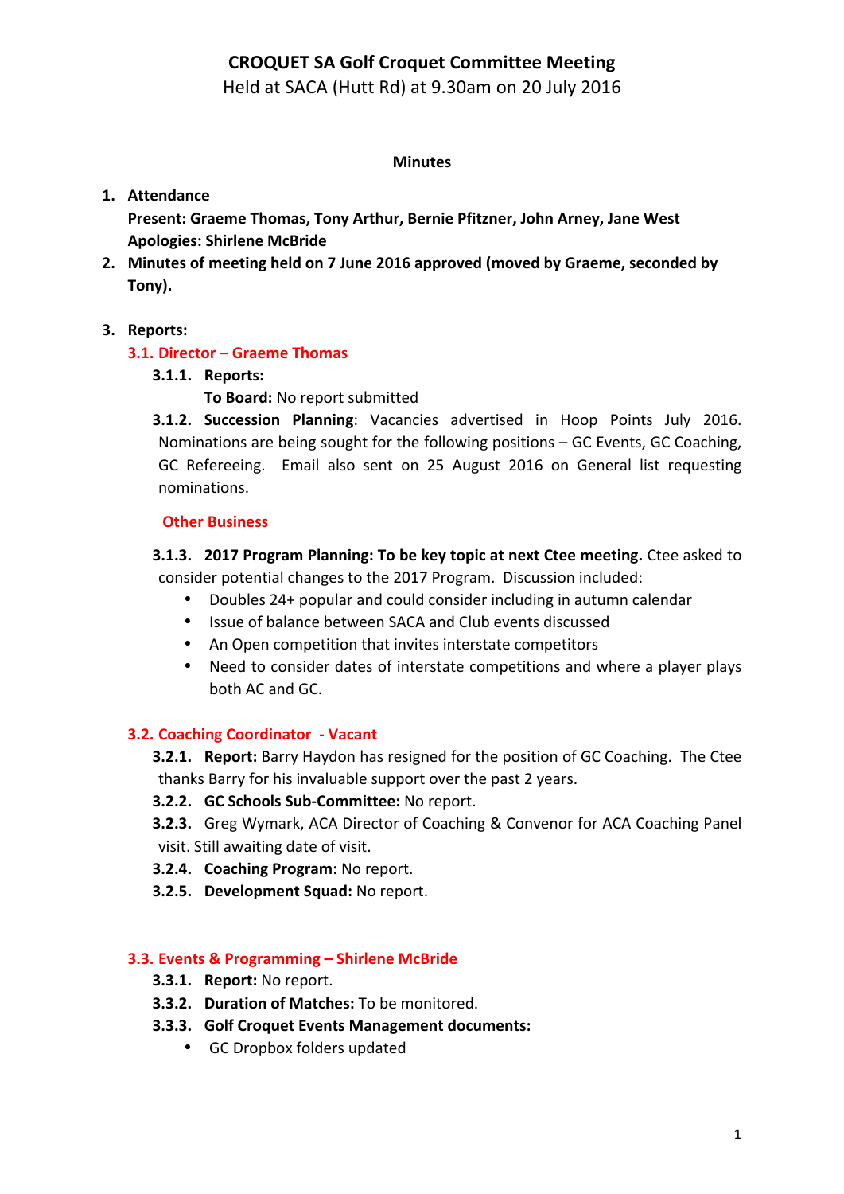# CROQUET SA Golf Croquet Committee Meeting

Held at SACA (Hutt Rd) at 9.30am on 20 July 2016

**Minutes**

1. **Attendance**
   **Present: Graeme Thomas, Tony Arthur, Bernie Pfitzner, John Arney, Jane West**
   **Apologies: Shirlene McBride**
2. **Minutes of meeting held on 7 June 2016 approved (moved by Graeme, seconded by Tony).**
3. **Reports:**

### 3.1. Director – Graeme Thomas

**3.1.1. Reports:**
**To Board:** No report submitted

**3.1.2. Succession Planning**: Vacancies advertised in Hoop Points July 2016. Nominations are being sought for the following positions – GC Events, GC Coaching, GC Refereeing. Email also sent on 25 August 2016 on General list requesting nominations.

#### Other Business

**3.1.3. 2017 Program Planning: To be key topic at next Ctee meeting.** Ctee asked to consider potential changes to the 2017 Program. Discussion included:

- Doubles 24+ popular and could consider including in autumn calendar
- Issue of balance between SACA and Club events discussed
- An Open competition that invites interstate competitors
- Need to consider dates of interstate competitions and where a player plays both AC and GC.

### 3.2. Coaching Coordinator - Vacant

**3.2.1. Report:** Barry Haydon has resigned for the position of GC Coaching. The Ctee thanks Barry for his invaluable support over the past 2 years.

**3.2.2. GC Schools Sub-Committee:** No report.

**3.2.3.** Greg Wymark, ACA Director of Coaching & Convenor for ACA Coaching Panel visit. Still awaiting date of visit.

**3.2.4. Coaching Program:** No report.

**3.2.5. Development Squad:** No report.

### 3.3. Events & Programming – Shirlene McBride

**3.3.1. Report:** No report.

**3.3.2. Duration of Matches:** To be monitored.

**3.3.3. Golf Croquet Events Management documents:**

- GC Dropbox folders updated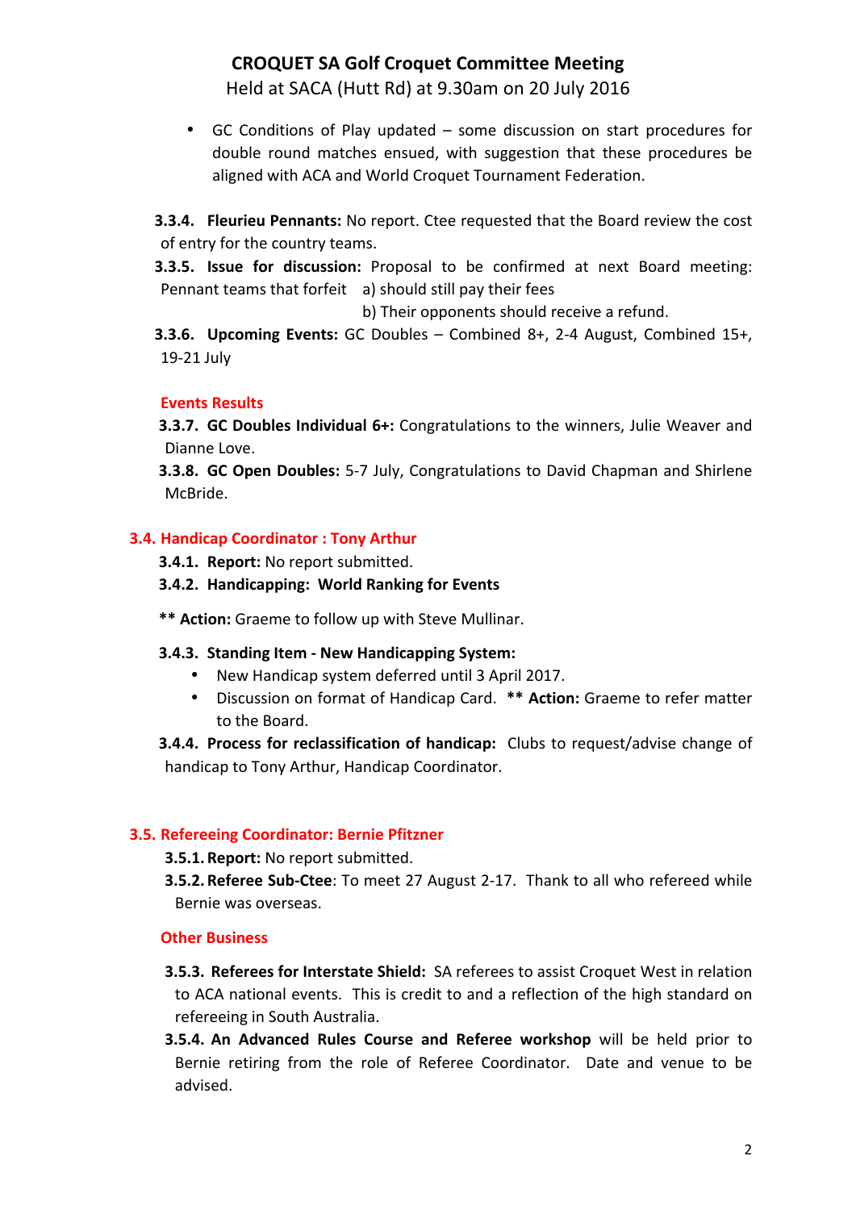# CROQUET SA Golf Croquet Committee Meeting

Held at SACA (Hutt Rd) at 9.30am on 20 July 2016

- GC Conditions of Play updated – some discussion on start procedures for double round matches ensued, with suggestion that these procedures be aligned with ACA and World Croquet Tournament Federation.

**3.3.4. Fleurieu Pennants:** No report. Ctee requested that the Board review the cost of entry for the country teams.

**3.3.5. Issue for discussion:** Proposal to be confirmed at next Board meeting: Pennant teams that forfeit a) should still pay their fees

b) Their opponents should receive a refund.

**3.3.6. Upcoming Events:** GC Doubles – Combined 8+, 2-4 August, Combined 15+, 19-21 July

### Events Results

**3.3.7. GC Doubles Individual 6+:** Congratulations to the winners, Julie Weaver and Dianne Love.

**3.3.8. GC Open Doubles:** 5-7 July, Congratulations to David Chapman and Shirlene McBride.

## 3.4. Handicap Coordinator : Tony Arthur

**3.4.1. Report:** No report submitted.

**3.4.2. Handicapping: World Ranking for Events**

**\*\* Action:** Graeme to follow up with Steve Mullinar.

**3.4.3. Standing Item - New Handicapping System:**

- New Handicap system deferred until 3 April 2017.
- Discussion on format of Handicap Card. **\*\* Action:** Graeme to refer matter to the Board.

**3.4.4. Process for reclassification of handicap:** Clubs to request/advise change of handicap to Tony Arthur, Handicap Coordinator.

## 3.5. Refereeing Coordinator: Bernie Pfitzner

**3.5.1. Report:** No report submitted.

**3.5.2. Referee Sub-Ctee**: To meet 27 August 2-17. Thank to all who refereed while Bernie was overseas.

### Other Business

**3.5.3. Referees for Interstate Shield:** SA referees to assist Croquet West in relation to ACA national events. This is credit to and a reflection of the high standard on refereeing in South Australia.

**3.5.4. An Advanced Rules Course and Referee workshop** will be held prior to Bernie retiring from the role of Referee Coordinator. Date and venue to be advised.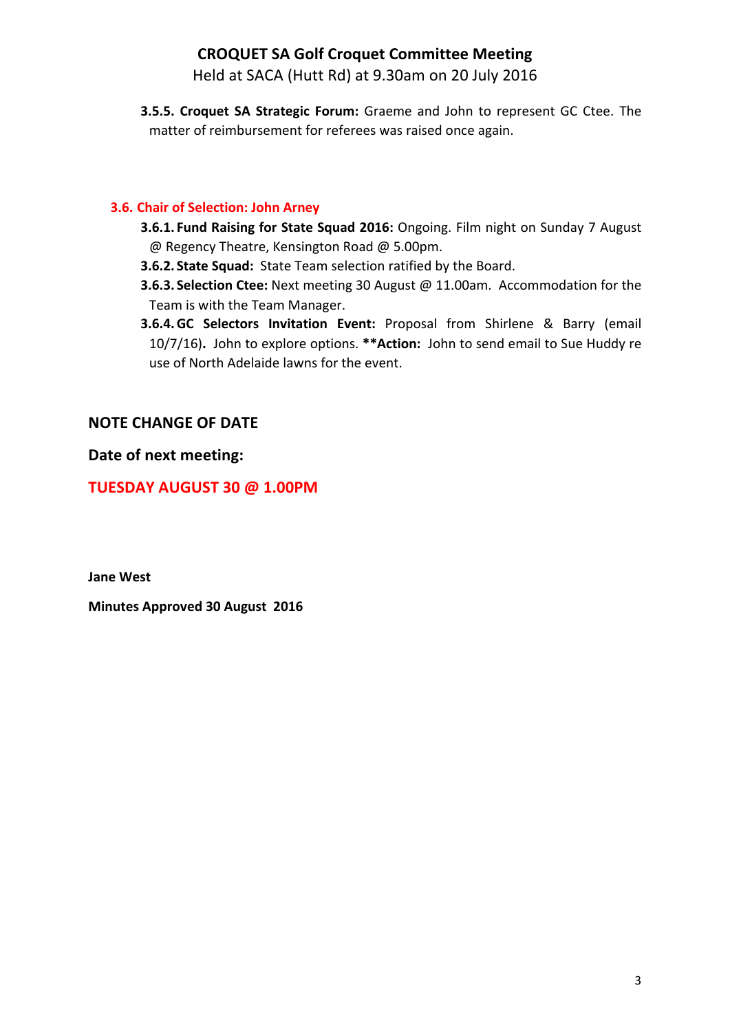# CROQUET SA Golf Croquet Committee Meeting

Held at SACA (Hutt Rd) at 9.30am on 20 July 2016

**3.5.5. Croquet SA Strategic Forum:** Graeme and John to represent GC Ctee. The matter of reimbursement for referees was raised once again.

### 3.6. Chair of Selection: John Arney

**3.6.1. Fund Raising for State Squad 2016:** Ongoing. Film night on Sunday 7 August @ Regency Theatre, Kensington Road @ 5.00pm.

**3.6.2. State Squad:** State Team selection ratified by the Board.

**3.6.3. Selection Ctee:** Next meeting 30 August @ 11.00am. Accommodation for the Team is with the Team Manager.

**3.6.4. GC Selectors Invitation Event:** Proposal from Shirlene & Barry (email 10/7/16)**.** John to explore options. ****Action:** John to send email to Sue Huddy re use of North Adelaide lawns for the event.

## NOTE CHANGE OF DATE

## Date of next meeting:

## TUESDAY AUGUST 30 @ 1.00PM

**Jane West**

**Minutes Approved 30 August 2016**